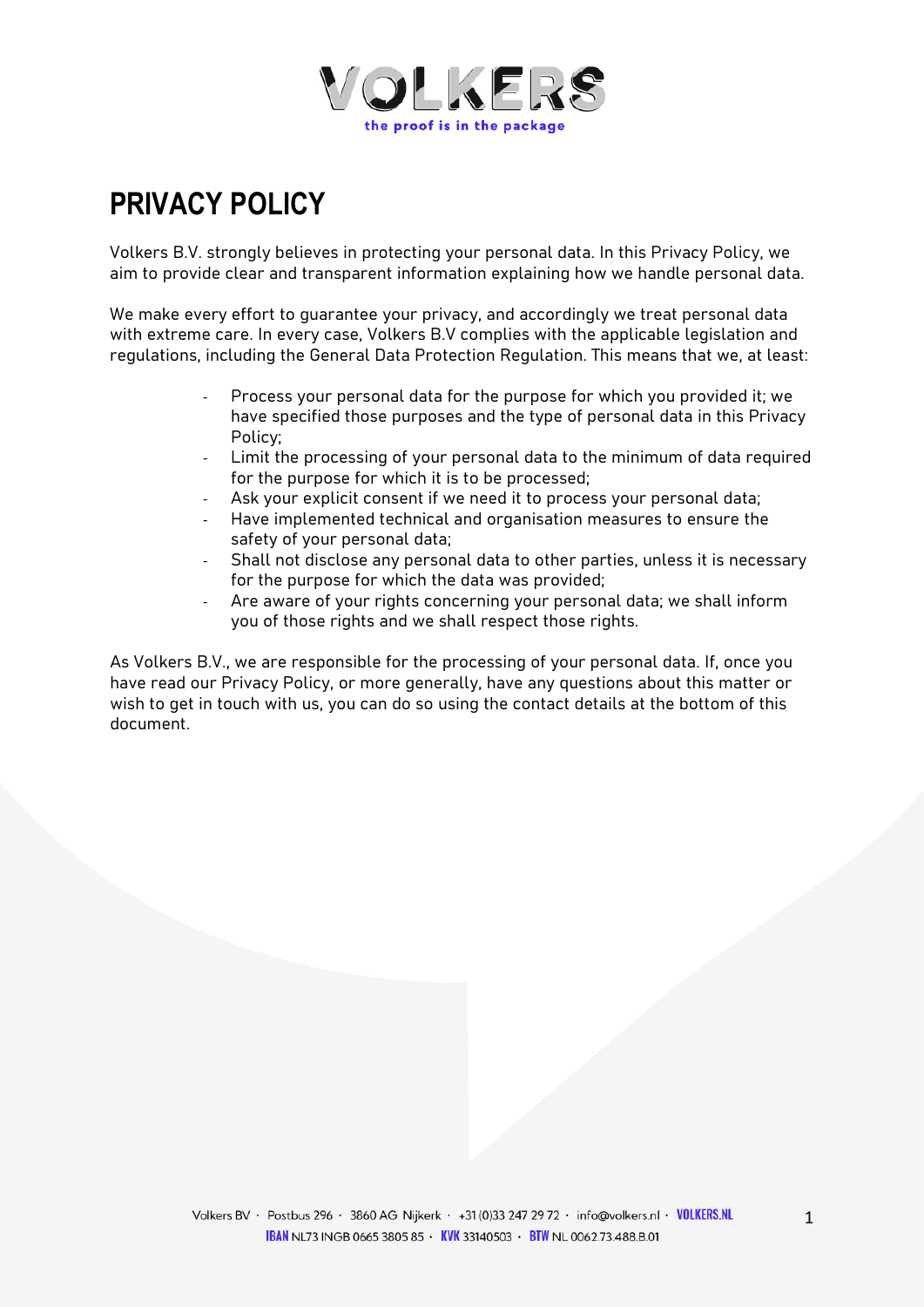# PRIVACY POLICY

Volkers B.V. strongly believes in protecting your personal data. In this Privacy Policy, we aim to provide clear and transparent information explaining how we handle personal data.

We make every effort to guarantee your privacy, and accordingly we treat personal data with extreme care. In every case, Volkers B.V complies with the applicable legislation and regulations, including the General Data Protection Regulation. This means that we, at least:

- Process your personal data for the purpose for which you provided it; we have specified those purposes and the type of personal data in this Privacy Policy;
- Limit the processing of your personal data to the minimum of data required for the purpose for which it is to be processed;
- Ask your explicit consent if we need it to process your personal data;
- Have implemented technical and organisation measures to ensure the safety of your personal data;
- Shall not disclose any personal data to other parties, unless it is necessary for the purpose for which the data was provided;
- Are aware of your rights concerning your personal data; we shall inform you of those rights and we shall respect those rights.

As Volkers B.V., we are responsible for the processing of your personal data. If, once you have read our Privacy Policy, or more generally, have any questions about this matter or wish to get in touch with us, you can do so using the contact details at the bottom of this document.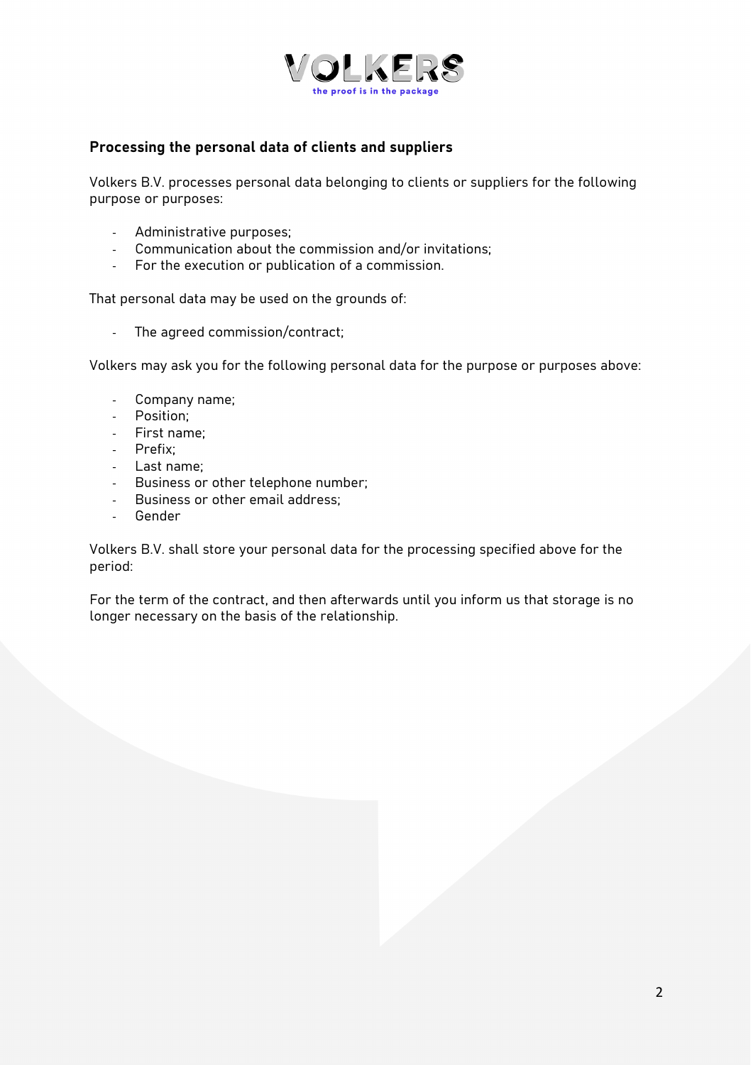## Processing the personal data of clients and suppliers

Volkers B.V. processes personal data belonging to clients or suppliers for the following purpose or purposes:

- Administrative purposes;
- Communication about the commission and/or invitations;
- For the execution or publication of a commission.

That personal data may be used on the grounds of:

- The agreed commission/contract;

Volkers may ask you for the following personal data for the purpose or purposes above:

- Company name;
- Position;
- First name;
- Prefix;
- Last name;
- Business or other telephone number;
- Business or other email address;
- Gender

Volkers B.V. shall store your personal data for the processing specified above for the period:

For the term of the contract, and then afterwards until you inform us that storage is no longer necessary on the basis of the relationship.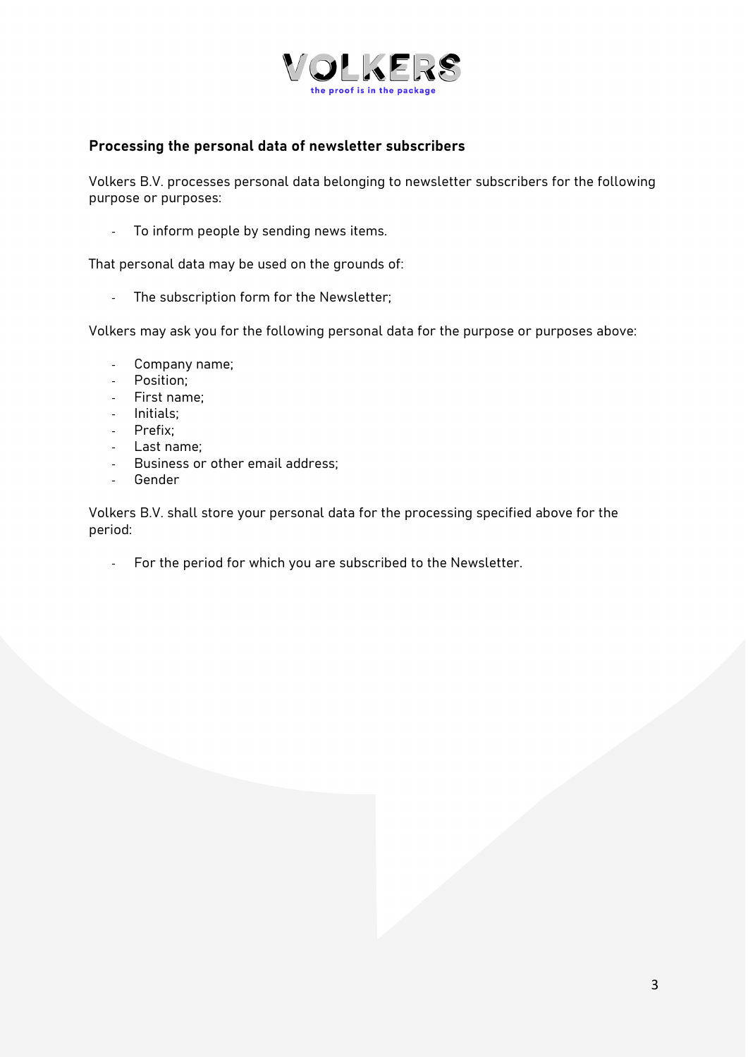## Processing the personal data of newsletter subscribers

Volkers B.V. processes personal data belonging to newsletter subscribers for the following purpose or purposes:

- To inform people by sending news items.

That personal data may be used on the grounds of:

- The subscription form for the Newsletter;

Volkers may ask you for the following personal data for the purpose or purposes above:

- Company name;
- Position;
- First name;
- Initials;
- Prefix;
- Last name;
- Business or other email address;
- Gender

Volkers B.V. shall store your personal data for the processing specified above for the period:

- For the period for which you are subscribed to the Newsletter.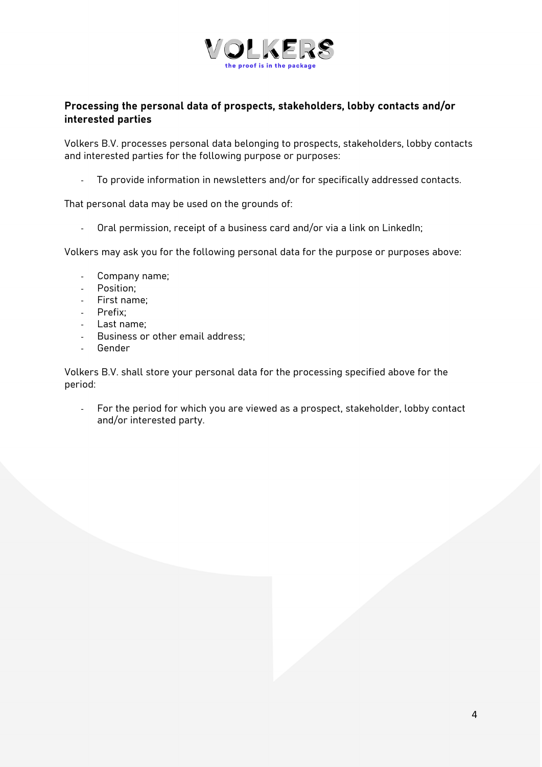## Processing the personal data of prospects, stakeholders, lobby contacts and/or interested parties

Volkers B.V. processes personal data belonging to prospects, stakeholders, lobby contacts and interested parties for the following purpose or purposes:

- To provide information in newsletters and/or for specifically addressed contacts.

That personal data may be used on the grounds of:

- Oral permission, receipt of a business card and/or via a link on LinkedIn;

Volkers may ask you for the following personal data for the purpose or purposes above:

- Company name;
- Position;
- First name;
- Prefix;
- Last name;
- Business or other email address;
- Gender

Volkers B.V. shall store your personal data for the processing specified above for the period:

- For the period for which you are viewed as a prospect, stakeholder, lobby contact and/or interested party.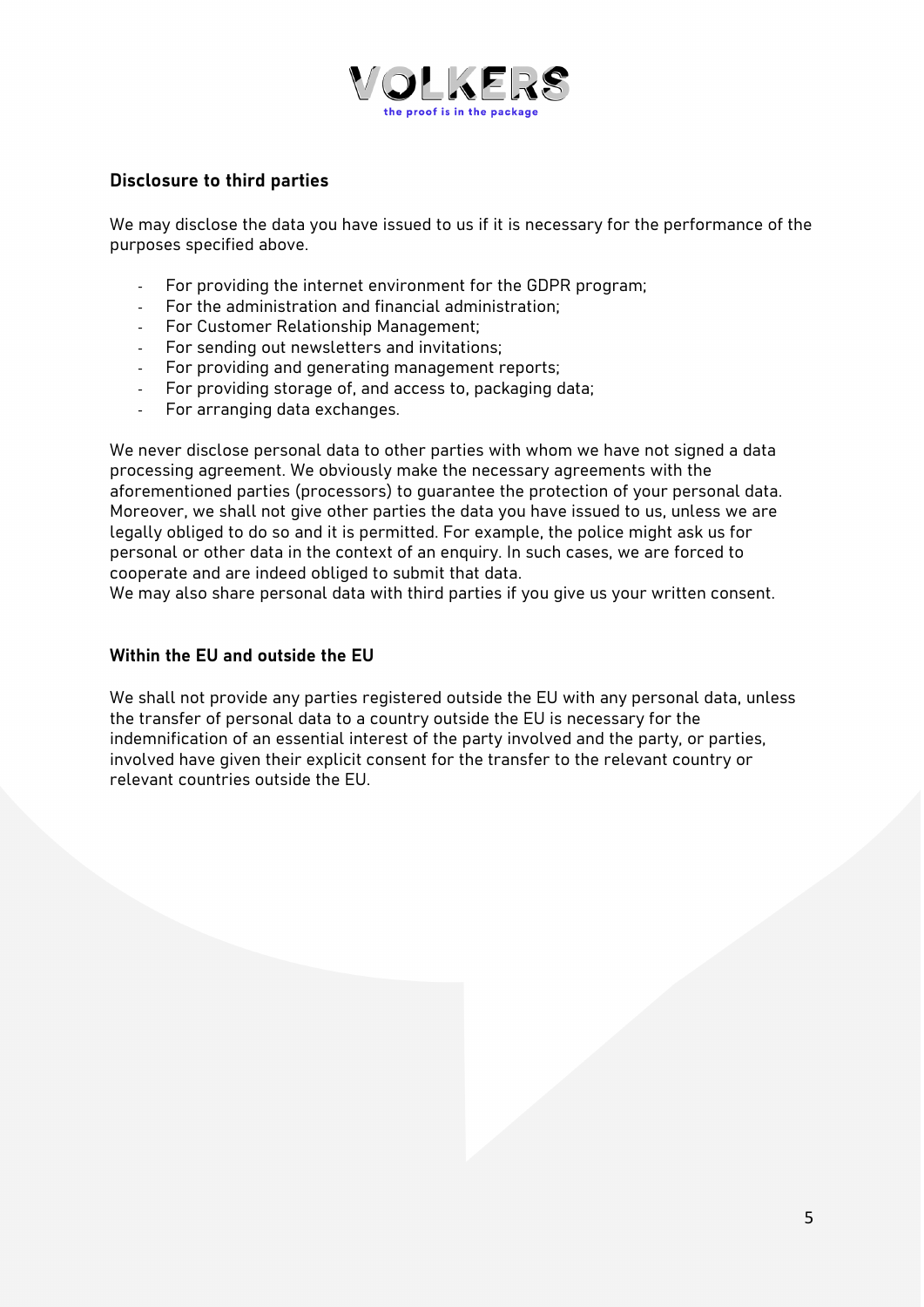## Disclosure to third parties

We may disclose the data you have issued to us if it is necessary for the performance of the purposes specified above.

- For providing the internet environment for the GDPR program;
- For the administration and financial administration;
- For Customer Relationship Management;
- For sending out newsletters and invitations;
- For providing and generating management reports;
- For providing storage of, and access to, packaging data;
- For arranging data exchanges.

We never disclose personal data to other parties with whom we have not signed a data processing agreement. We obviously make the necessary agreements with the aforementioned parties (processors) to guarantee the protection of your personal data. Moreover, we shall not give other parties the data you have issued to us, unless we are legally obliged to do so and it is permitted. For example, the police might ask us for personal or other data in the context of an enquiry. In such cases, we are forced to cooperate and are indeed obliged to submit that data.
We may also share personal data with third parties if you give us your written consent.

## Within the EU and outside the EU

We shall not provide any parties registered outside the EU with any personal data, unless the transfer of personal data to a country outside the EU is necessary for the indemnification of an essential interest of the party involved and the party, or parties, involved have given their explicit consent for the transfer to the relevant country or relevant countries outside the EU.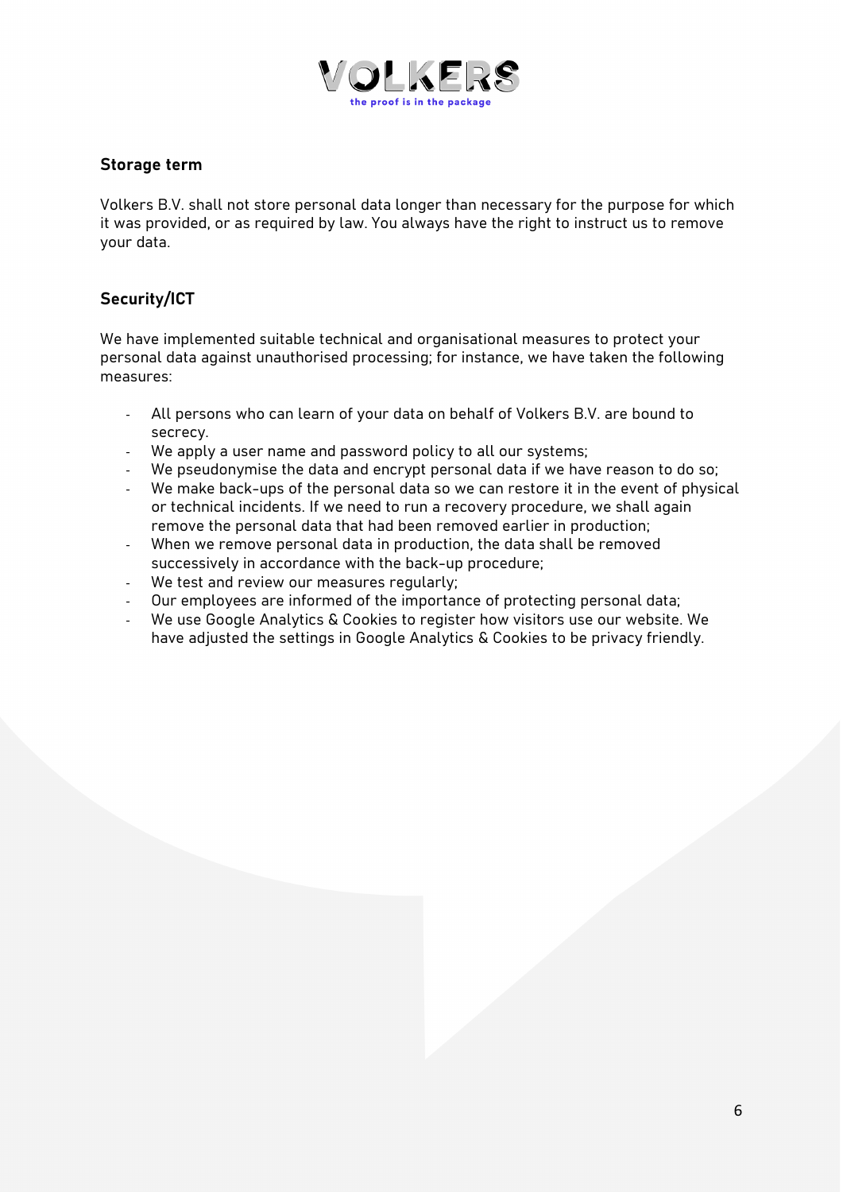## Storage term

Volkers B.V. shall not store personal data longer than necessary for the purpose for which it was provided, or as required by law. You always have the right to instruct us to remove your data.

## Security/ICT

We have implemented suitable technical and organisational measures to protect your personal data against unauthorised processing; for instance, we have taken the following measures:

- All persons who can learn of your data on behalf of Volkers B.V. are bound to secrecy.
- We apply a user name and password policy to all our systems;
- We pseudonymise the data and encrypt personal data if we have reason to do so;
- We make back-ups of the personal data so we can restore it in the event of physical or technical incidents. If we need to run a recovery procedure, we shall again remove the personal data that had been removed earlier in production;
- When we remove personal data in production, the data shall be removed successively in accordance with the back-up procedure;
- We test and review our measures regularly;
- Our employees are informed of the importance of protecting personal data;
- We use Google Analytics & Cookies to register how visitors use our website. We have adjusted the settings in Google Analytics & Cookies to be privacy friendly.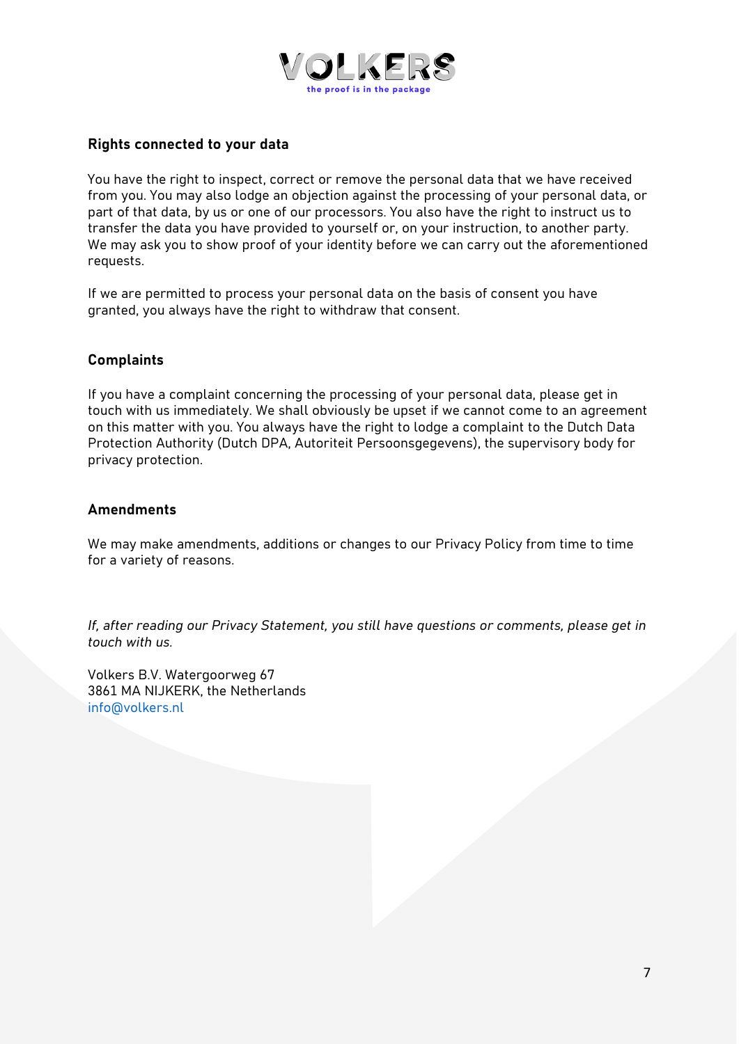## Rights connected to your data

You have the right to inspect, correct or remove the personal data that we have received from you. You may also lodge an objection against the processing of your personal data, or part of that data, by us or one of our processors. You also have the right to instruct us to transfer the data you have provided to yourself or, on your instruction, to another party. We may ask you to show proof of your identity before we can carry out the aforementioned requests.

If we are permitted to process your personal data on the basis of consent you have granted, you always have the right to withdraw that consent.

## Complaints

If you have a complaint concerning the processing of your personal data, please get in touch with us immediately. We shall obviously be upset if we cannot come to an agreement on this matter with you. You always have the right to lodge a complaint to the Dutch Data Protection Authority (Dutch DPA, Autoriteit Persoonsgegevens), the supervisory body for privacy protection.

## Amendments

We may make amendments, additions or changes to our Privacy Policy from time to time for a variety of reasons.

*If, after reading our Privacy Statement, you still have questions or comments, please get in touch with us.*

Volkers B.V. Watergoorweg 67
3861 MA NIJKERK, the Netherlands
info@volkers.nl